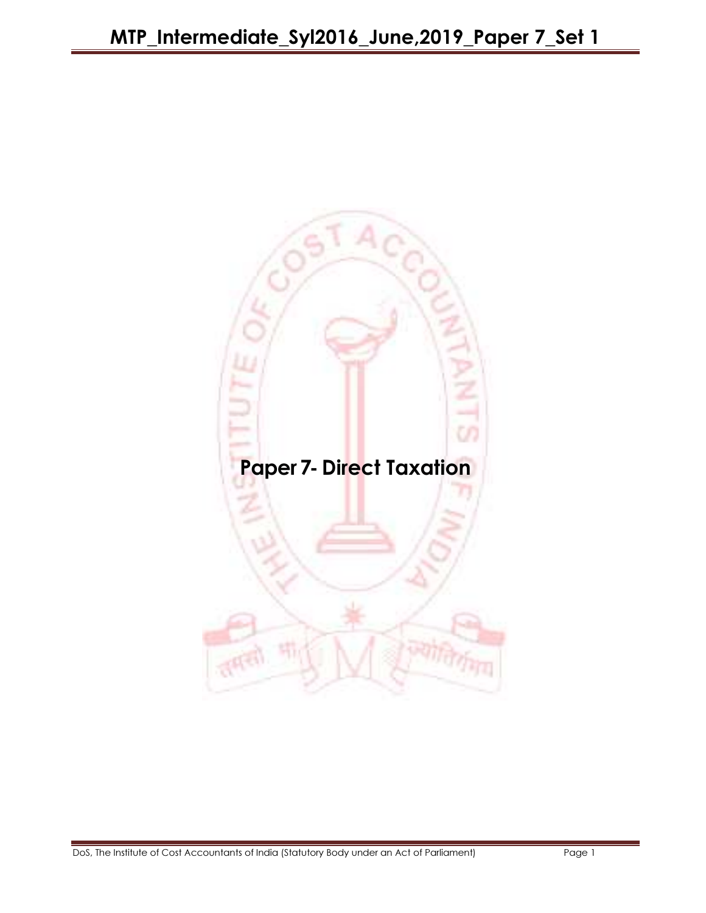# Paper 7- Direct Taxation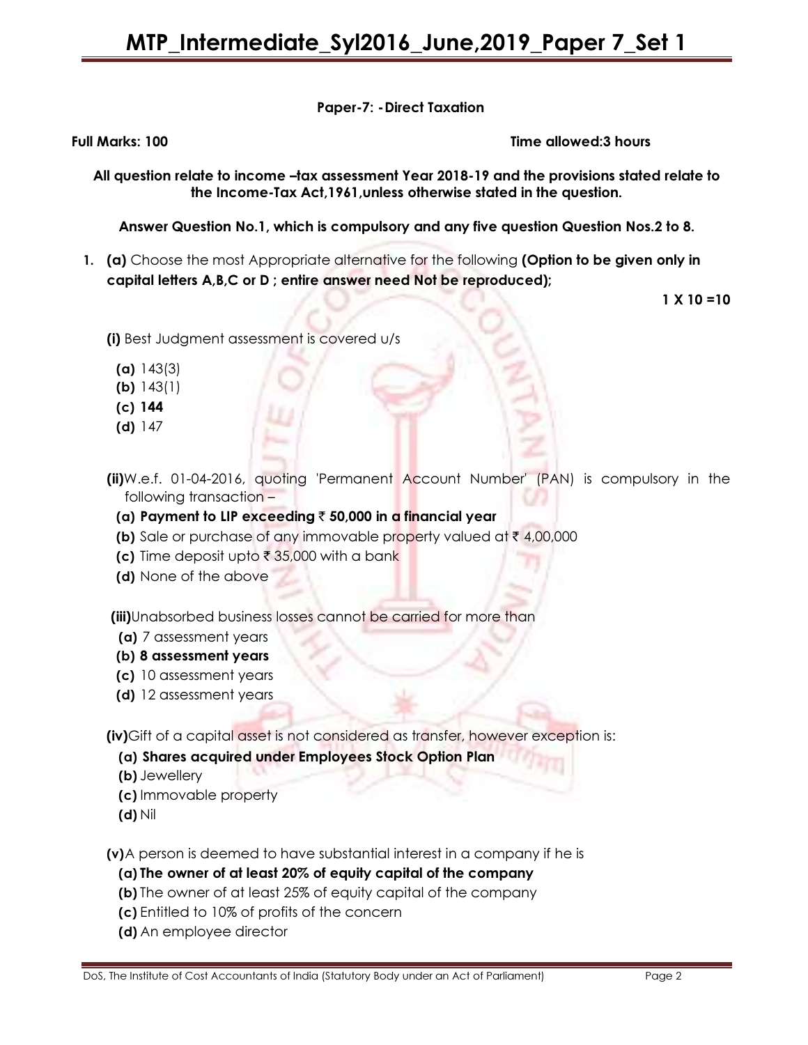**Paper-7: - Direct Taxation**

**Full Marks: 100** **Time allowed:3 hours**

**All question relate to income –tax assessment Year 2018-19 and the provisions stated relate to the Income-Tax Act,1961,unless otherwise stated in the question.**

**Answer Question No.1, which is compulsory and any five question Question Nos.2 to 8.**

1. **(a)** Choose the most Appropriate alternative for the following **(Option to be given only in capital letters A,B,C or D ; entire answer need Not be reproduced);**

**1 X 10 =10**

**(i)** Best Judgment assessment is covered u/s

- **(a)** 143(3)
- **(b)** 143(1)
- **(c) 144**
- **(d)** 147

**(ii)**W.e.f. 01-04-2016, quoting 'Permanent Account Number' (PAN) is compulsory in the following transaction –

- **(a) Payment to LIP exceeding ₹ 50,000 in a financial year**
- **(b)** Sale or purchase of any immovable property valued at ₹ 4,00,000
- **(c)** Time deposit upto ₹ 35,000 with a bank
- **(d)** None of the above

**(iii)**Unabsorbed business losses cannot be carried for more than

- **(a)** 7 assessment years
- **(b) 8 assessment years**
- **(c)** 10 assessment years
- **(d)** 12 assessment years

**(iv)**Gift of a capital asset is not considered as transfer, however exception is:

- **(a) Shares acquired under Employees Stock Option Plan**
- **(b)** Jewellery
- **(c)** Immovable property
- **(d)** Nil

**(v)**A person is deemed to have substantial interest in a company if he is

- **(a) The owner of at least 20% of equity capital of the company**
- **(b)** The owner of at least 25% of equity capital of the company
- **(c)** Entitled to 10% of profits of the concern
- **(d)** An employee director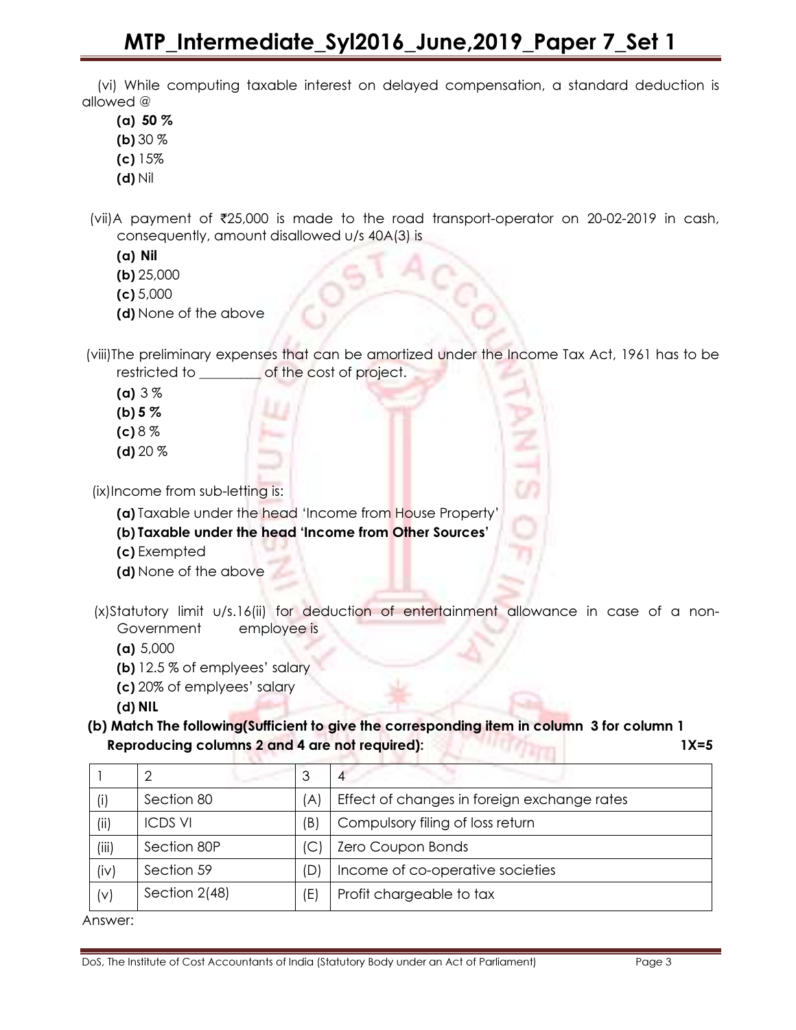(vi) While computing taxable interest on delayed compensation, a standard deduction is allowed @

- **(a) 50 %**
- **(b)** 30 %
- **(c)** 15%
- **(d)** Nil

(vii)A payment of ₹25,000 is made to the road transport-operator on 20-02-2019 in cash, consequently, amount disallowed u/s 40A(3) is

- **(a) Nil**
- **(b)** 25,000
- **(c)** 5,000
- **(d)** None of the above

(viii)The preliminary expenses that can be amortized under the Income Tax Act, 1961 has to be restricted to _________ of the cost of project.

- **(a)** 3 %
- **(b) 5 %**
- **(c)** 8 %
- **(d)** 20 %

(ix)Income from sub-letting is:

- **(a)** Taxable under the head 'Income from House Property'
- **(b) Taxable under the head 'Income from Other Sources'**
- **(c)** Exempted
- **(d)** None of the above

(x)Statutory limit u/s.16(ii) for deduction of entertainment allowance in case of a non-Government employee is

- **(a)** 5,000
- **(b)** 12.5 % of emplyees' salary
- **(c)** 20% of emplyees' salary
- **(d) NIL**

**(b) Match The following(Sufficient to give the corresponding item in column 3 for column 1 Reproducing columns 2 and 4 are not required): 1X=5**

| 1 | 2 | 3 | 4 |
|---|---|---|---|
| (i) | Section 80 | (A) | Effect of changes in foreign exchange rates |
| (ii) | ICDS VI | (B) | Compulsory filing of loss return |
| (iii) | Section 80P | (C) | Zero Coupon Bonds |
| (iv) | Section 59 | (D) | Income of co-operative societies |
| (v) | Section 2(48) | (E) | Profit chargeable to tax |

Answer: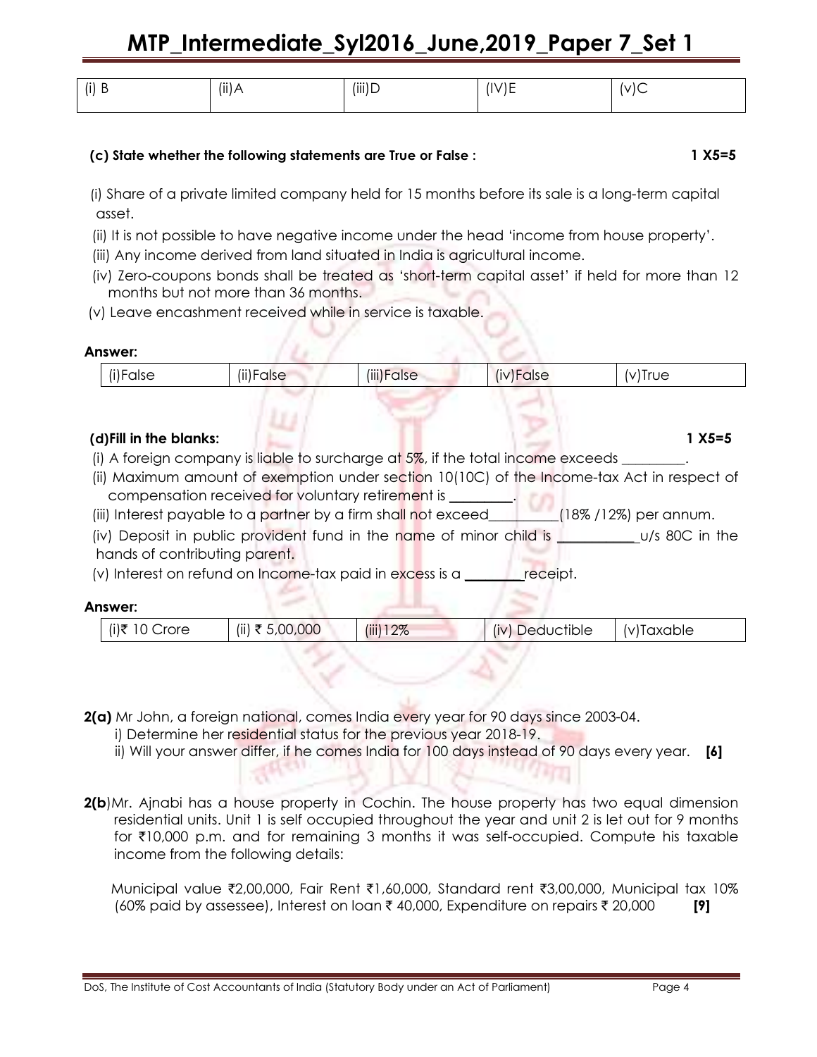| | | | | |
|---|---|---|---|---|
| (i) B | (ii)A | (iii)D | (IV)E | (v)C |

**(c) State whether the following statements are True or False : 1 X5=5**

(i) Share of a private limited company held for 15 months before its sale is a long-term capital asset.

(ii) It is not possible to have negative income under the head 'income from house property'.

(iii) Any income derived from land situated in India is agricultural income.

(iv) Zero-coupons bonds shall be treated as 'short-term capital asset' if held for more than 12 months but not more than 36 months.

(v) Leave encashment received while in service is taxable.

**Answer:**

| | | | | |
|---|---|---|---|---|
| (i)False | (ii)False | (iii)False | (iv)False | (v)True |

**(d)Fill in the blanks: 1 X5=5**

(i) A foreign company is liable to surcharge at 5%, if the total income exceeds _________.

(ii) Maximum amount of exemption under section 10(10C) of the Income-tax Act in respect of compensation received for voluntary retirement is _________.

(iii) Interest payable to a partner by a firm shall not exceed__________(18% /12%) per annum.

(iv) Deposit in public provident fund in the name of minor child is ___________u/s 80C in the hands of contributing parent.

(v) Interest on refund on Income-tax paid in excess is a ________receipt.

**Answer:**

| | | | | |
|---|---|---|---|---|
| (i)₹ 10 Crore | (ii) ₹ 5,00,000 | (iii)12% | (iv) Deductible | (v)Taxable |

**2(a)** Mr John, a foreign national, comes India every year for 90 days since 2003-04.

i) Determine her residential status for the previous year 2018-19.

ii) Will your answer differ, if he comes India for 100 days instead of 90 days every year. **[6]**

**2(b)** Mr. Ajnabi has a house property in Cochin. The house property has two equal dimension residential units. Unit 1 is self occupied throughout the year and unit 2 is let out for 9 months for ₹10,000 p.m. and for remaining 3 months it was self-occupied. Compute his taxable income from the following details:

Municipal value ₹2,00,000, Fair Rent ₹1,60,000, Standard rent ₹3,00,000, Municipal tax 10% (60% paid by assessee), Interest on loan ₹ 40,000, Expenditure on repairs ₹ 20,000 **[9]**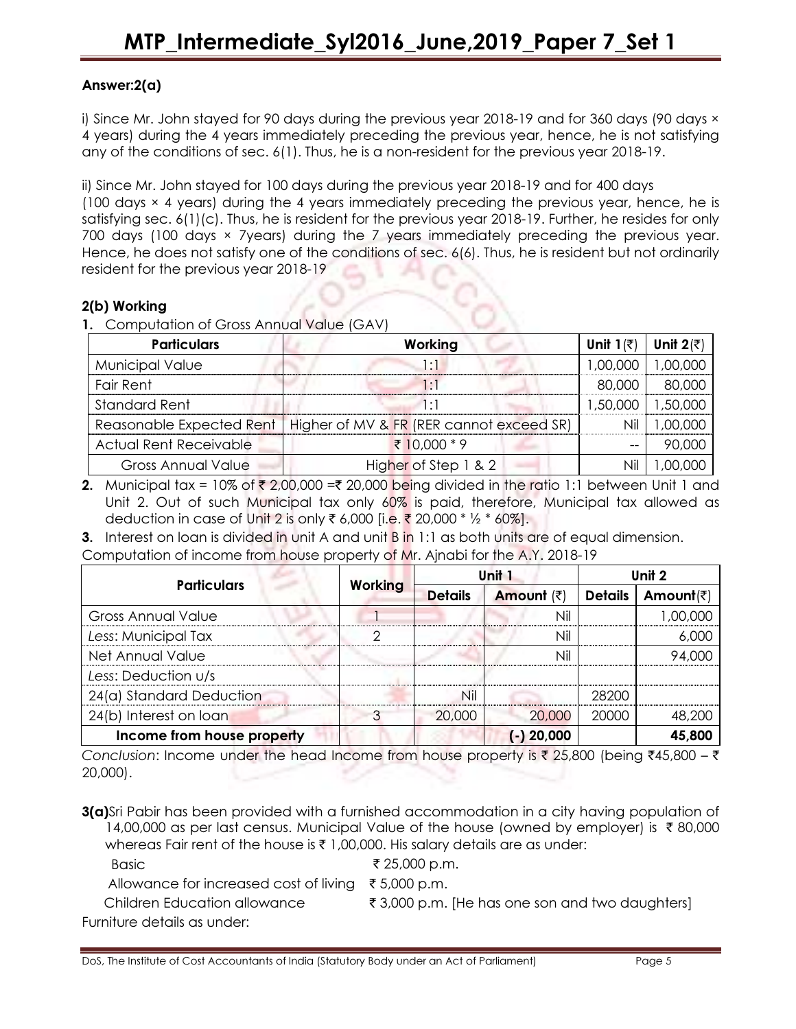**Answer:2(a)**

i) Since Mr. John stayed for 90 days during the previous year 2018-19 and for 360 days (90 days × 4 years) during the 4 years immediately preceding the previous year, hence, he is not satisfying any of the conditions of sec. 6(1). Thus, he is a non-resident for the previous year 2018-19.

ii) Since Mr. John stayed for 100 days during the previous year 2018-19 and for 400 days (100 days × 4 years) during the 4 years immediately preceding the previous year, hence, he is satisfying sec. 6(1)(c). Thus, he is resident for the previous year 2018-19. Further, he resides for only 700 days (100 days × 7years) during the 7 years immediately preceding the previous year. Hence, he does not satisfy one of the conditions of sec. 6(6). Thus, he is resident but not ordinarily resident for the previous year 2018-19

**2(b) Working**

1. Computation of Gross Annual Value (GAV)

| Particulars | Working | Unit 1(₹) | Unit 2(₹) |
|---|---|---|---|
| Municipal Value | 1:1 | 1,00,000 | 1,00,000 |
| Fair Rent | 1:1 | 80,000 | 80,000 |
| Standard Rent | 1:1 | 1,50,000 | 1,50,000 |
| Reasonable Expected Rent | Higher of MV & FR (RER cannot exceed SR) | Nil | 1,00,000 |
| Actual Rent Receivable | ₹ 10,000 * 9 | -- | 90,000 |
| Gross Annual Value | Higher of Step 1 & 2 | Nil | 1,00,000 |

2. Municipal tax = 10% of ₹ 2,00,000 =₹ 20,000 being divided in the ratio 1:1 between Unit 1 and Unit 2. Out of such Municipal tax only 60% is paid, therefore, Municipal tax allowed as deduction in case of Unit 2 is only ₹ 6,000 [i.e. ₹ 20,000 * ½ * 60%].
3. Interest on loan is divided in unit A and unit B in 1:1 as both units are of equal dimension.

Computation of income from house property of Mr. Ajnabi for the A.Y. 2018-19

| Particulars | Working | Unit 1 | | Unit 2 | |
|---|---|---|---|---|---|
| | | Details | Amount (₹) | Details | Amount(₹) |
| Gross Annual Value | 1 | | Nil | | 1,00,000 |
| *Less*: Municipal Tax | 2 | | Nil | | 6,000 |
| Net Annual Value | | | Nil | | 94,000 |
| *Less*: Deduction u/s | | | | | |
| 24(a) Standard Deduction | | Nil | | 28200 | |
| 24(b) Interest on loan | 3 | 20,000 | 20,000 | 20000 | 48,200 |
| **Income from house property** | | | **(-) 20,000** | | **45,800** |

*Conclusion*: Income under the head Income from house property is ₹ 25,800 (being ₹45,800 – ₹ 20,000).

**3(a)** Sri Pabir has been provided with a furnished accommodation in a city having population of 14,00,000 as per last census. Municipal Value of the house (owned by employer) is ₹ 80,000 whereas Fair rent of the house is ₹ 1,00,000. His salary details are as under:

| | | |
|---|---|---|
| Basic | ₹ 25,000 p.m. | |
| Allowance for increased cost of living | ₹ 5,000 p.m. | |
| Children Education allowance | ₹ 3,000 p.m. | [He has one son and two daughters] |

Furniture details as under: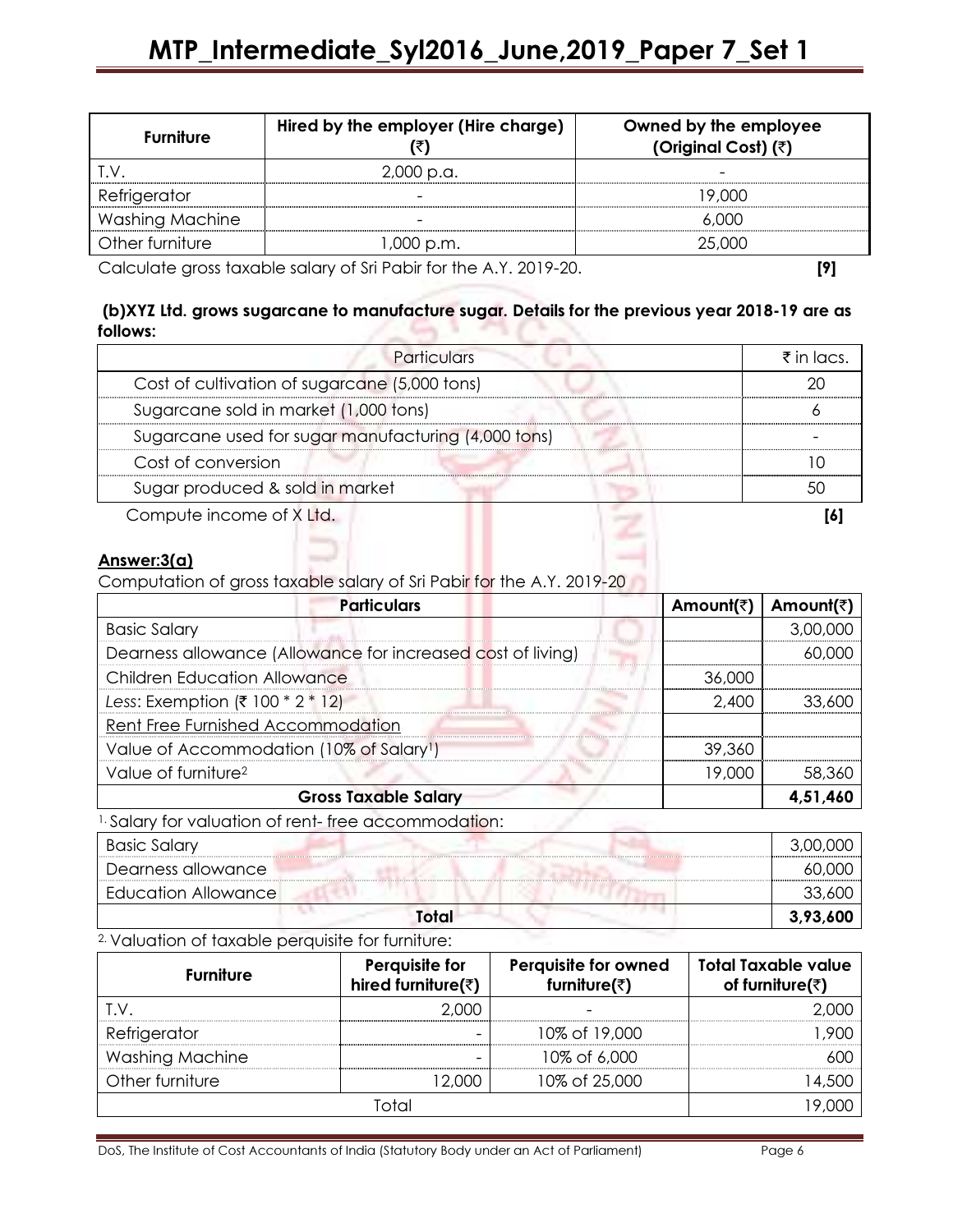| Furniture | Hired by the employer (Hire charge) (₹) | Owned by the employee (Original Cost) (₹) |
|---|---|---|
| T.V. | 2,000 p.a. | - |
| Refrigerator | - | 19,000 |
| Washing Machine | - | 6,000 |
| Other furniture | 1,000 p.m. | 25,000 |

Calculate gross taxable salary of Sri Pabir for the A.Y. 2019-20. **[9]**

**(b)XYZ Ltd. grows sugarcane to manufacture sugar. Details for the previous year 2018-19 are as follows:**

| Particulars | ₹ in lacs. |
|---|---|
| Cost of cultivation of sugarcane (5,000 tons) | 20 |
| Sugarcane sold in market (1,000 tons) | 6 |
| Sugarcane used for sugar manufacturing (4,000 tons) | - |
| Cost of conversion | 10 |
| Sugar produced & sold in market | 50 |

Compute income of X Ltd. **[6]**

**Answer:3(a)**

Computation of gross taxable salary of Sri Pabir for the A.Y. 2019-20

| Particulars | Amount(₹) | Amount(₹) |
|---|---|---|
| Basic Salary | | 3,00,000 |
| Dearness allowance (Allowance for increased cost of living) | | 60,000 |
| Children Education Allowance | 36,000 | |
| *Less*: Exemption (₹ 100 * 2 * 12) | 2,400 | 33,600 |
| Rent Free Furnished Accommodation | | |
| Value of Accommodation (10% of Salary[1]) | 39,360 | |
| Value of furniture[2] | 19,000 | 58,360 |
| **Gross Taxable Salary** | | **4,51,460** |

[1] Salary for valuation of rent- free accommodation:

| | |
|---|---|
| Basic Salary | 3,00,000 |
| Dearness allowance | 60,000 |
| Education Allowance | 33,600 |
| **Total** | **3,93,600** |

[2] Valuation of taxable perquisite for furniture:

| Furniture | Perquisite for hired furniture(₹) | Perquisite for owned furniture(₹) | Total Taxable value of furniture(₹) |
|---|---|---|---|
| T.V. | 2,000 | - | 2,000 |
| Refrigerator | - | 10% of 19,000 | 1,900 |
| Washing Machine | - | 10% of 6,000 | 600 |
| Other furniture | 12,000 | 10% of 25,000 | 14,500 |
| Total | | | 19,000 |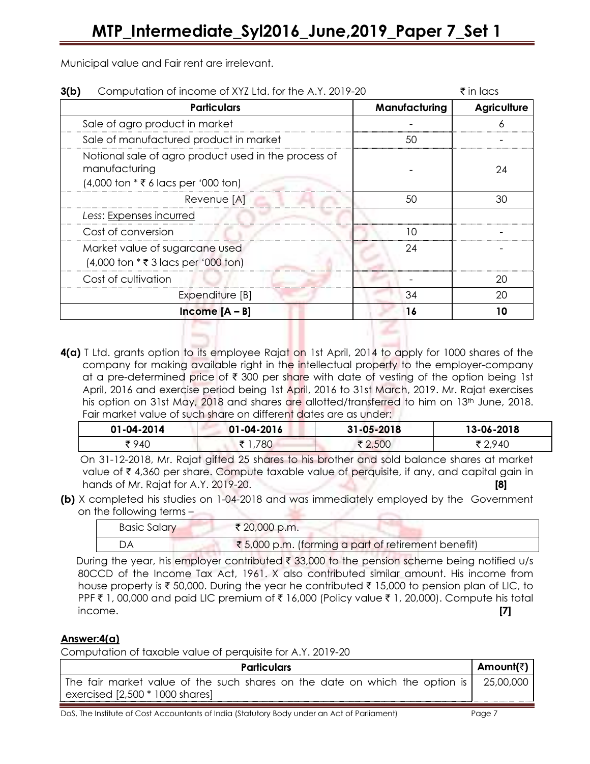Municipal value and Fair rent are irrelevant.

**3(b)** Computation of income of XYZ Ltd. for the A.Y. 2019-20 ₹ in lacs

| Particulars | Manufacturing | Agriculture |
|---|---|---|
| Sale of agro product in market | - | 6 |
| Sale of manufactured product in market | 50 | - |
| Notional sale of agro product used in the process of manufacturing (4,000 ton * ₹ 6 lacs per '000 ton) | - | 24 |
| Revenue [A] | 50 | 30 |
| *Less*: Expenses incurred | | |
| Cost of conversion | 10 | - |
| Market value of sugarcane used (4,000 ton * ₹ 3 lacs per '000 ton) | 24 | - |
| Cost of cultivation | - | 20 |
| Expenditure [B] | 34 | 20 |
| **Income [A – B]** | **16** | **10** |

**4(a)** T Ltd. grants option to its employee Rajat on 1st April, 2014 to apply for 1000 shares of the company for making available right in the intellectual property to the employer-company at a pre-determined price of ₹ 300 per share with date of vesting of the option being 1st April, 2016 and exercise period being 1st April, 2016 to 31st March, 2019. Mr. Rajat exercises his option on 31st May, 2018 and shares are allotted/transferred to him on 13th June, 2018. Fair market value of such share on different dates are as under:

| 01-04-2014 | 01-04-2016 | 31-05-2018 | 13-06-2018 |
|---|---|---|---|
| ₹ 940 | ₹ 1,780 | ₹ 2,500 | ₹ 2,940 |

On 31-12-2018, Mr. Rajat gifted 25 shares to his brother and sold balance shares at market value of ₹ 4,360 per share. Compute taxable value of perquisite, if any, and capital gain in hands of Mr. Rajat for A.Y. 2019-20. **[8]**

**(b)** X completed his studies on 1-04-2018 and was immediately employed by the Government on the following terms –

| | |
|---|---|
| Basic Salary | ₹ 20,000 p.m. |
| DA | ₹ 5,000 p.m. (forming a part of retirement benefit) |

During the year, his employer contributed ₹ 33,000 to the pension scheme being notified u/s 80CCD of the Income Tax Act, 1961. X also contributed similar amount. His income from house property is ₹ 50,000. During the year he contributed ₹ 15,000 to pension plan of LIC, to PPF ₹ 1, 00,000 and paid LIC premium of ₹ 16,000 (Policy value ₹ 1, 20,000). Compute his total income. **[7]**

## Answer:4(a)

Computation of taxable value of perquisite for A.Y. 2019-20

| Particulars | Amount(₹) |
|---|---|
| The fair market value of the such shares on the date on which the option is exercised [2,500 * 1000 shares] | 25,00,000 |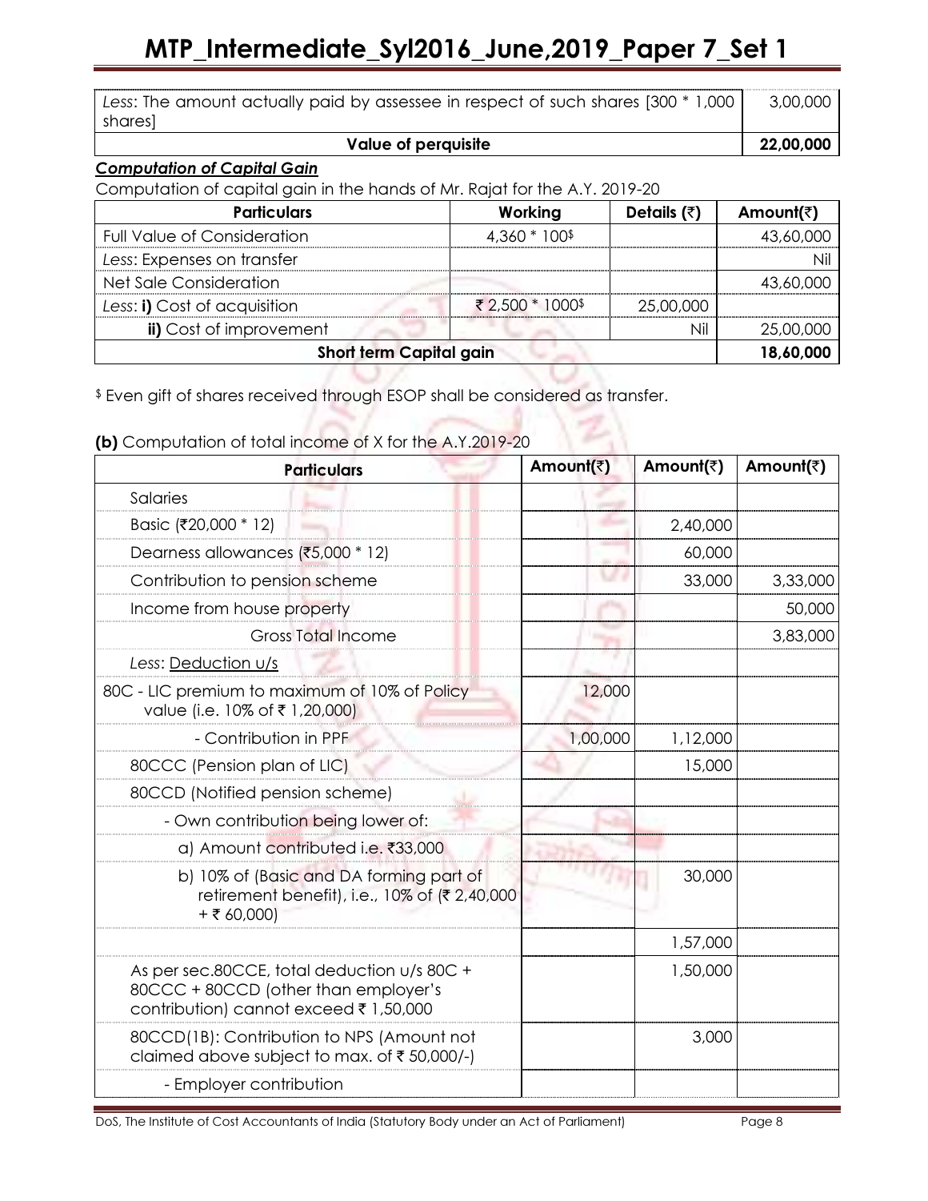| | |
|---|---|
| *Less*: The amount actually paid by assessee in respect of such shares [300 * 1,000 shares] | 3,00,000 |
| **Value of perquisite** | **22,00,000** |

***Computation of Capital Gain***

Computation of capital gain in the hands of Mr. Rajat for the A.Y. 2019-20

| Particulars | Working | Details (₹) | Amount(₹) |
|---|---|---|---|
| Full Value of Consideration | 4,360 * 100$ | | 43,60,000 |
| *Less*: Expenses on transfer | | | Nil |
| Net Sale Consideration | | | 43,60,000 |
| *Less*: **i)** Cost of acquisition | ₹ 2,500 * 1000$ | 25,00,000 | |
| **ii)** Cost of improvement | | Nil | 25,00,000 |
| **Short term Capital gain** | | | **18,60,000** |

$ Even gift of shares received through ESOP shall be considered as transfer.

**(b)** Computation of total income of X for the A.Y.2019-20

| Particulars | Amount(₹) | Amount(₹) | Amount(₹) |
|---|---|---|---|
| Salaries | | | |
| Basic (₹20,000 * 12) | | 2,40,000 | |
| Dearness allowances (₹5,000 * 12) | | 60,000 | |
| Contribution to pension scheme | | 33,000 | 3,33,000 |
| Income from house property | | | 50,000 |
| Gross Total Income | | | 3,83,000 |
| *Less*: Deduction u/s | | | |
| 80C - LIC premium to maximum of 10% of Policy value (i.e. 10% of ₹ 1,20,000) | 12,000 | | |
| - Contribution in PPF | 1,00,000 | 1,12,000 | |
| 80CCC (Pension plan of LIC) | | 15,000 | |
| 80CCD (Notified pension scheme) | | | |
| - Own contribution being lower of: | | | |
| a) Amount contributed i.e. ₹33,000 | | | |
| b) 10% of (Basic and DA forming part of retirement benefit), i.e., 10% of (₹ 2,40,000 + ₹ 60,000) | | 30,000 | |
| | | 1,57,000 | |
| As per sec.80CCE, total deduction u/s 80C + 80CCC + 80CCD (other than employer's contribution) cannot exceed ₹ 1,50,000 | | 1,50,000 | |
| 80CCD(1B): Contribution to NPS (Amount not claimed above subject to max. of ₹ 50,000/-) | | 3,000 | |
| - Employer contribution | | | |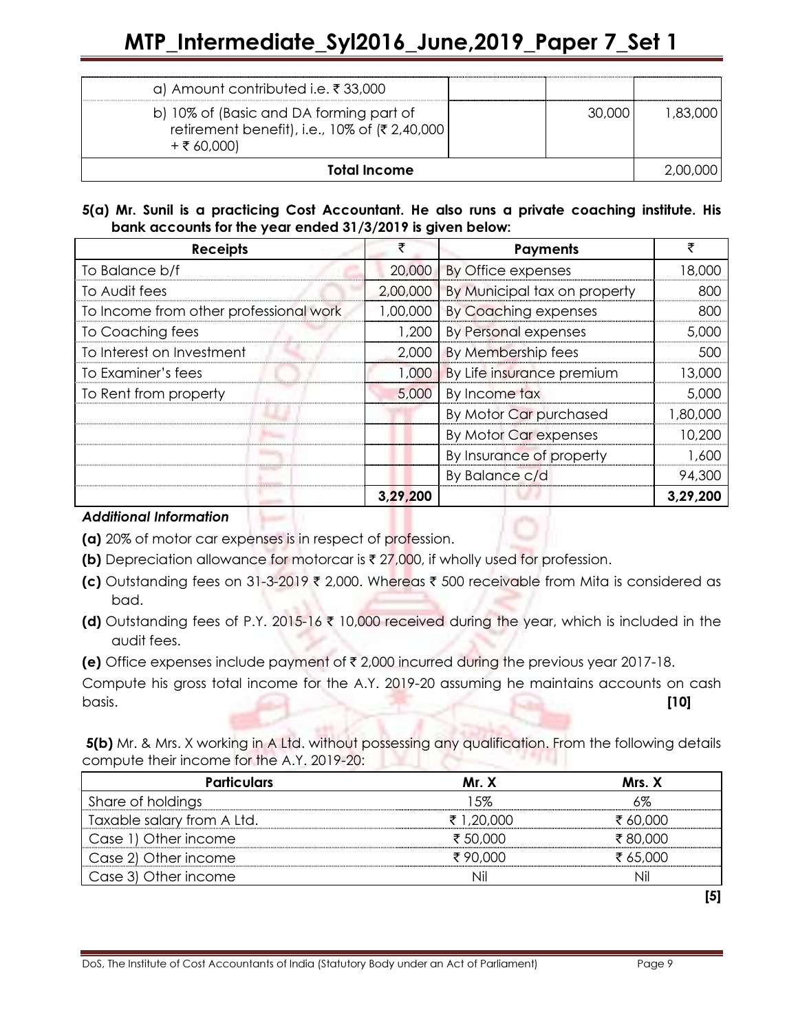| | | | |
|---|---|---|---|
| a) Amount contributed i.e. ₹ 33,000 | | | |
| b) 10% of (Basic and DA forming part of retirement benefit), i.e., 10% of (₹ 2,40,000 + ₹ 60,000) | | 30,000 | 1,83,000 |
| **Total Income** | | | 2,00,000 |

**5(a) Mr. Sunil is a practicing Cost Accountant. He also runs a private coaching institute. His bank accounts for the year ended 31/3/2019 is given below:**

| Receipts | ₹ | Payments | ₹ |
|---|---|---|---|
| To Balance b/f | 20,000 | By Office expenses | 18,000 |
| To Audit fees | 2,00,000 | By Municipal tax on property | 800 |
| To Income from other professional work | 1,00,000 | By Coaching expenses | 800 |
| To Coaching fees | 1,200 | By Personal expenses | 5,000 |
| To Interest on Investment | 2,000 | By Membership fees | 500 |
| To Examiner's fees | 1,000 | By Life insurance premium | 13,000 |
| To Rent from property | 5,000 | By Income tax | 5,000 |
| | | By Motor Car purchased | 1,80,000 |
| | | By Motor Car expenses | 10,200 |
| | | By Insurance of property | 1,600 |
| | | By Balance c/d | 94,300 |
| | **3,29,200** | | **3,29,200** |

***Additional Information***

**(a)** 20% of motor car expenses is in respect of profession.

**(b)** Depreciation allowance for motorcar is ₹ 27,000, if wholly used for profession.

**(c)** Outstanding fees on 31-3-2019 ₹ 2,000. Whereas ₹ 500 receivable from Mita is considered as bad.

**(d)** Outstanding fees of P.Y. 2015-16 ₹ 10,000 received during the year, which is included in the audit fees.

**(e)** Office expenses include payment of ₹ 2,000 incurred during the previous year 2017-18.

Compute his gross total income for the A.Y. 2019-20 assuming he maintains accounts on cash basis. **[10]**

**5(b)** Mr. & Mrs. X working in A Ltd. without possessing any qualification. From the following details compute their income for the A.Y. 2019-20:

| Particulars | Mr. X | Mrs. X |
|---|---|---|
| Share of holdings | 15% | 6% |
| Taxable salary from A Ltd. | ₹ 1,20,000 | ₹ 60,000 |
| Case 1) Other income | ₹ 50,000 | ₹ 80,000 |
| Case 2) Other income | ₹ 90,000 | ₹ 65,000 |
| Case 3) Other income | Nil | Nil |

**[5]**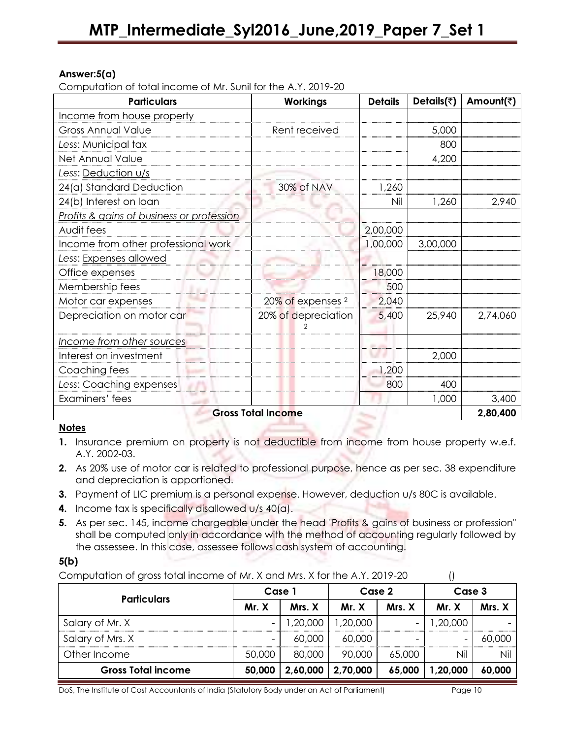**Answer:5(a)**

Computation of total income of Mr. Sunil for the A.Y. 2019-20

| Particulars | Workings | Details | Details(₹) | Amount(₹) |
|---|---|---|---|---|
| Income from house property | | | | |
| Gross Annual Value | Rent received | | 5,000 | |
| *Less*: Municipal tax | | | 800 | |
| Net Annual Value | | | 4,200 | |
| *Less*: Deduction u/s | | | | |
| 24(a) Standard Deduction | 30% of NAV | 1,260 | | |
| 24(b) Interest on loan | | Nil | 1,260 | 2,940 |
| *Profits & gains of business or profession* | | | | |
| Audit fees | | 2,00,000 | | |
| Income from other professional work | | 1,00,000 | 3,00,000 | |
| *Less*: Expenses allowed | | | | |
| Office expenses | | 18,000 | | |
| Membership fees | | 500 | | |
| Motor car expenses | 20% of expenses [2] | 2,040 | | |
| Depreciation on motor car | 20% of depreciation [2] | 5,400 | 25,940 | 2,74,060 |
| *Income from other sources* | | | | |
| Interest on investment | | | 2,000 | |
| Coaching fees | | 1,200 | | |
| *Less*: Coaching expenses | | 800 | 400 | |
| Examiners' fees | | | 1,000 | 3,400 |
| **Gross Total Income** | | | | **2,80,400** |

**Notes**

1. Insurance premium on property is not deductible from income from house property w.e.f. A.Y. 2002-03.
2. As 20% use of motor car is related to professional purpose, hence as per sec. 38 expenditure and depreciation is apportioned.
3. Payment of LIC premium is a personal expense. However, deduction u/s 80C is available.
4. Income tax is specifically disallowed u/s 40(a).
5. As per sec. 145, income chargeable under the head "Profits & gains of business or profession" shall be computed only in accordance with the method of accounting regularly followed by the assessee. In this case, assessee follows cash system of accounting.

**5(b)**

Computation of gross total income of Mr. X and Mrs. X for the A.Y. 2019-20 ()

| Particulars | Case 1 | | Case 2 | | Case 3 | |
|---|---|---|---|---|---|---|
| | Mr. X | Mrs. X | Mr. X | Mrs. X | Mr. X | Mrs. X |
| Salary of Mr. X | - | 1,20,000 | 1,20,000 | - | 1,20,000 | - |
| Salary of Mrs. X | - | 60,000 | 60,000 | - | - | 60,000 |
| Other Income | 50,000 | 80,000 | 90,000 | 65,000 | Nil | Nil |
| **Gross Total income** | **50,000** | **2,60,000** | **2,70,000** | **65,000** | **1,20,000** | **60,000** |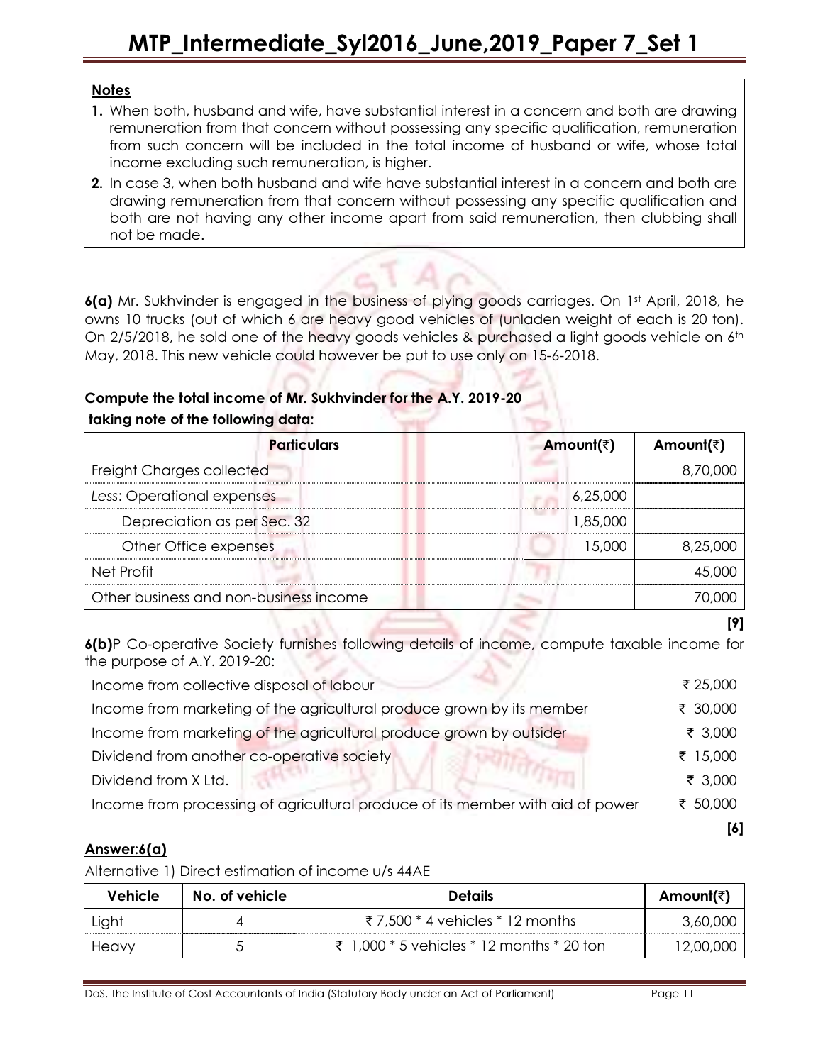**Notes**

1. When both, husband and wife, have substantial interest in a concern and both are drawing remuneration from that concern without possessing any specific qualification, remuneration from such concern will be included in the total income of husband or wife, whose total income excluding such remuneration, is higher.
2. In case 3, when both husband and wife have substantial interest in a concern and both are drawing remuneration from that concern without possessing any specific qualification and both are not having any other income apart from said remuneration, then clubbing shall not be made.

**6(a)** Mr. Sukhvinder is engaged in the business of plying goods carriages. On 1st April, 2018, he owns 10 trucks (out of which 6 are heavy good vehicles of (unladen weight of each is 20 ton). On 2/5/2018, he sold one of the heavy goods vehicles & purchased a light goods vehicle on 6th May, 2018. This new vehicle could however be put to use only on 15-6-2018.

**Compute the total income of Mr. Sukhvinder for the A.Y. 2019-20 taking note of the following data:**

| Particulars | Amount(₹) | Amount(₹) |
|---|---|---|
| Freight Charges collected | | 8,70,000 |
| *Less*: Operational expenses | 6,25,000 | |
| Depreciation as per Sec. 32 | 1,85,000 | |
| Other Office expenses | 15,000 | 8,25,000 |
| Net Profit | | 45,000 |
| Other business and non-business income | | 70,000 |

**[9]**

**6(b)** P Co-operative Society furnishes following details of income, compute taxable income for the purpose of A.Y. 2019-20:

| | |
|---|---|
| Income from collective disposal of labour | ₹ 25,000 |
| Income from marketing of the agricultural produce grown by its member | ₹ 30,000 |
| Income from marketing of the agricultural produce grown by outsider | ₹ 3,000 |
| Dividend from another co-operative society | ₹ 15,000 |
| Dividend from X Ltd. | ₹ 3,000 |
| Income from processing of agricultural produce of its member with aid of power | ₹ 50,000 |

**[6]**

**Answer:6(a)**

Alternative 1) Direct estimation of income u/s 44AE

| Vehicle | No. of vehicle | Details | Amount(₹) |
|---|---|---|---|
| Light | 4 | ₹ 7,500 * 4 vehicles * 12 months | 3,60,000 |
| Heavy | 5 | ₹ 1,000 * 5 vehicles * 12 months * 20 ton | 12,00,000 |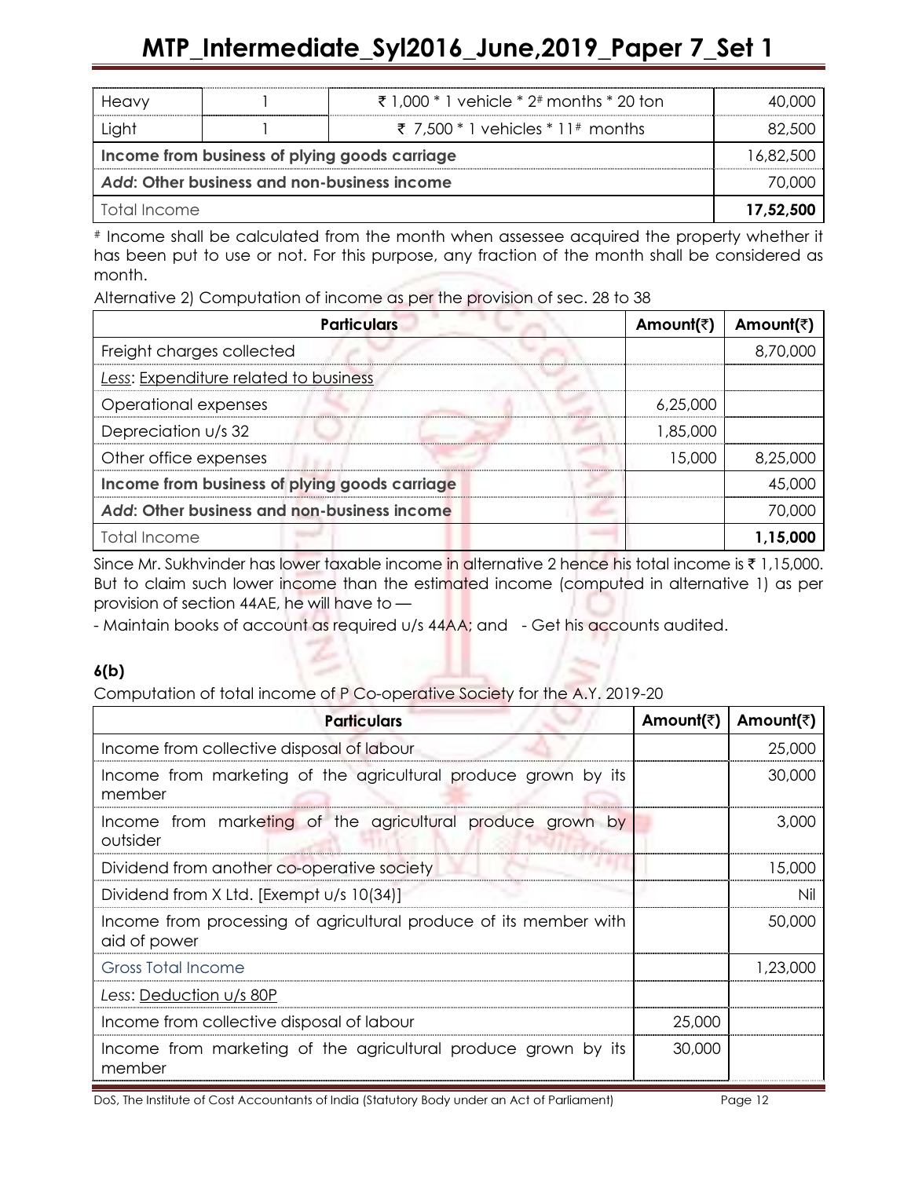| | | | |
|---|---|---|---|
| Heavy | 1 | ₹ 1,000 * 1 vehicle * 2# months * 20 ton | 40,000 |
| Light | 1 | ₹ 7,500 * 1 vehicles * 11# months | 82,500 |
| **Income from business of plying goods carriage** | | | 16,82,500 |
| ***Add*: Other business and non-business income** | | | 70,000 |
| Total Income | | | **17,52,500** |

# Income shall be calculated from the month when assessee acquired the property whether it has been put to use or not. For this purpose, any fraction of the month shall be considered as month.

Alternative 2) Computation of income as per the provision of sec. 28 to 38

| Particulars | Amount(₹) | Amount(₹) |
|---|---|---|
| Freight charges collected | | 8,70,000 |
| *Less*: Expenditure related to business | | |
| Operational expenses | 6,25,000 | |
| Depreciation u/s 32 | 1,85,000 | |
| Other office expenses | 15,000 | 8,25,000 |
| **Income from business of plying goods carriage** | | 45,000 |
| ***Add*: Other business and non-business income** | | 70,000 |
| Total Income | | **1,15,000** |

Since Mr. Sukhvinder has lower taxable income in alternative 2 hence his total income is ₹ 1,15,000. But to claim such lower income than the estimated income (computed in alternative 1) as per provision of section 44AE, he will have to —

- Maintain books of account as required u/s 44AA; and - Get his accounts audited.

**6(b)**

Computation of total income of P Co-operative Society for the A.Y. 2019-20

| Particulars | Amount(₹) | Amount(₹) |
|---|---|---|
| Income from collective disposal of labour | | 25,000 |
| Income from marketing of the agricultural produce grown by its member | | 30,000 |
| Income from marketing of the agricultural produce grown by outsider | | 3,000 |
| Dividend from another co-operative society | | 15,000 |
| Dividend from X Ltd. [Exempt u/s 10(34)] | | Nil |
| Income from processing of agricultural produce of its member with aid of power | | 50,000 |
| Gross Total Income | | 1,23,000 |
| *Less*: Deduction u/s 80P | | |
| Income from collective disposal of labour | 25,000 | |
| Income from marketing of the agricultural produce grown by its member | 30,000 | |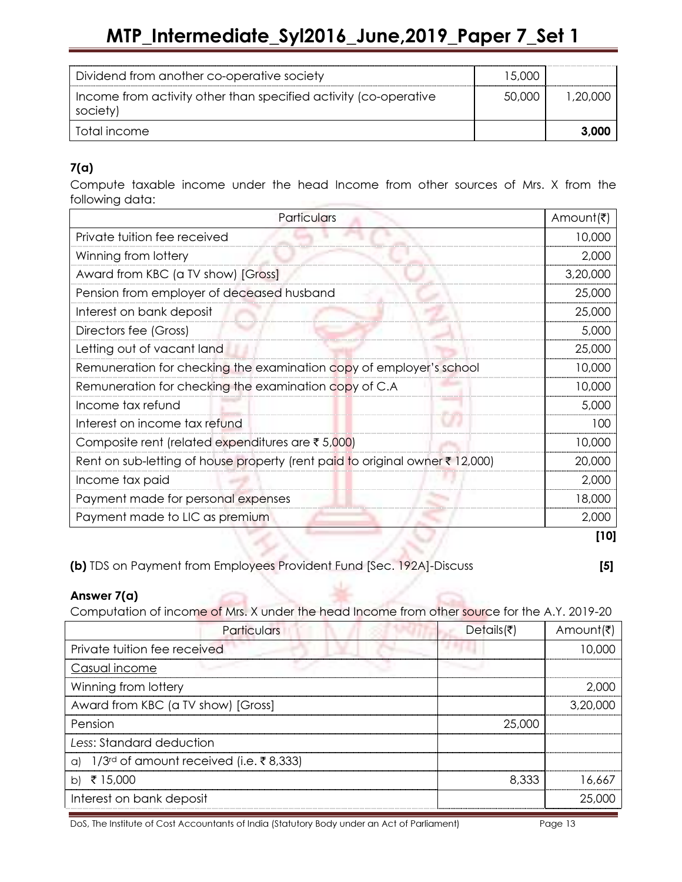| | | |
|---|---|---|
| Dividend from another co-operative society | 15,000 | |
| Income from activity other than specified activity (co-operative society) | 50,000 | 1,20,000 |
| Total income | | **3,000** |

## 7(a)

Compute taxable income under the head Income from other sources of Mrs. X from the following data:

| Particulars | Amount(₹) |
|---|---|
| Private tuition fee received | 10,000 |
| Winning from lottery | 2,000 |
| Award from KBC (a TV show) [Gross] | 3,20,000 |
| Pension from employer of deceased husband | 25,000 |
| Interest on bank deposit | 25,000 |
| Directors fee (Gross) | 5,000 |
| Letting out of vacant land | 25,000 |
| Remuneration for checking the examination copy of employer's school | 10,000 |
| Remuneration for checking the examination copy of C.A | 10,000 |
| Income tax refund | 5,000 |
| Interest on income tax refund | 100 |
| Composite rent (related expenditures are ₹ 5,000) | 10,000 |
| Rent on sub-letting of house property (rent paid to original owner ₹ 12,000) | 20,000 |
| Income tax paid | 2,000 |
| Payment made for personal expenses | 18,000 |
| Payment made to LIC as premium | 2,000 |

**[10]**

**(b)** TDS on Payment from Employees Provident Fund [Sec. 192A]-Discuss **[5]**

### Answer 7(a)

Computation of income of Mrs. X under the head Income from other source for the A.Y. 2019-20

| Particulars | Details(₹) | Amount(₹) |
|---|---|---|
| Private tuition fee received | | 10,000 |
| Casual income | | |
| Winning from lottery | | 2,000 |
| Award from KBC (a TV show) [Gross] | | 3,20,000 |
| Pension | 25,000 | |
| *Less*: Standard deduction | | |
| a) 1/3rd of amount received (i.e. ₹ 8,333) | | |
| b) ₹ 15,000 | 8,333 | 16,667 |
| Interest on bank deposit | | 25,000 |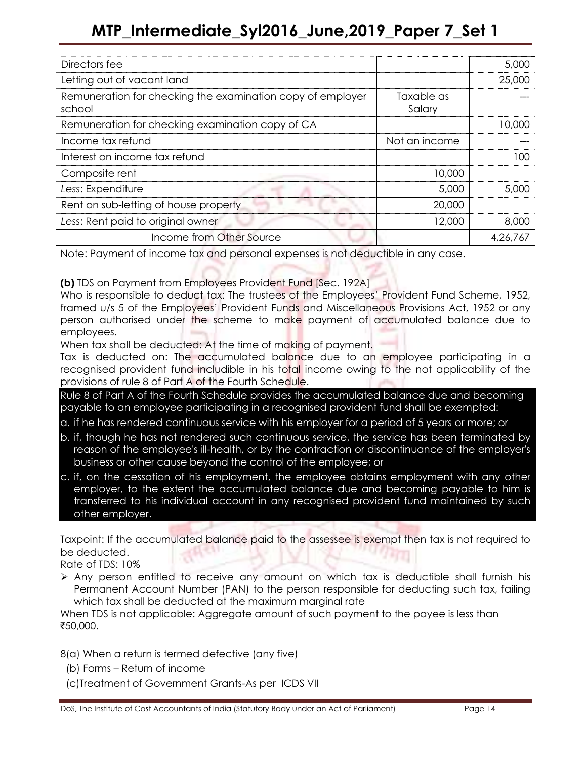| | | |
|---|---|---|
| Directors fee | | 5,000 |
| Letting out of vacant land | | 25,000 |
| Remuneration for checking the examination copy of employer school | Taxable as Salary | --- |
| Remuneration for checking examination copy of CA | | 10,000 |
| Income tax refund | Not an income | --- |
| Interest on income tax refund | | 100 |
| Composite rent | 10,000 | |
| *Less*: Expenditure | 5,000 | 5,000 |
| Rent on sub-letting of house property | 20,000 | |
| *Less*: Rent paid to original owner | 12,000 | 8,000 |
| Income from Other Source | | 4,26,767 |

Note: Payment of income tax and personal expenses is not deductible in any case.

**(b)** TDS on Payment from Employees Provident Fund [Sec. 192A]

Who is responsible to deduct tax: The trustees of the Employees' Provident Fund Scheme, 1952, framed u/s 5 of the Employees' Provident Funds and Miscellaneous Provisions Act, 1952 or any person authorised under the scheme to make payment of accumulated balance due to employees.

When tax shall be deducted: At the time of making of payment.

Tax is deducted on: The accumulated balance due to an employee participating in a recognised provident fund includible in his total income owing to the not applicability of the provisions of rule 8 of Part A of the Fourth Schedule.

Rule 8 of Part A of the Fourth Schedule provides the accumulated balance due and becoming payable to an employee participating in a recognised provident fund shall be exempted:

a. if he has rendered continuous service with his employer for a period of 5 years or more; or
b. if, though he has not rendered such continuous service, the service has been terminated by reason of the employee's ill-health, or by the contraction or discontinuance of the employer's business or other cause beyond the control of the employee; or
c. if, on the cessation of his employment, the employee obtains employment with any other employer, to the extent the accumulated balance due and becoming payable to him is transferred to his individual account in any recognised provident fund maintained by such other employer.

Taxpoint: If the accumulated balance paid to the assessee is exempt then tax is not required to be deducted.

Rate of TDS: 10%

- Any person entitled to receive any amount on which tax is deductible shall furnish his Permanent Account Number (PAN) to the person responsible for deducting such tax, failing which tax shall be deducted at the maximum marginal rate

When TDS is not applicable: Aggregate amount of such payment to the payee is less than ₹50,000.

8(a) When a return is termed defective (any five)

(b) Forms – Return of income

(c)Treatment of Government Grants-As per ICDS VII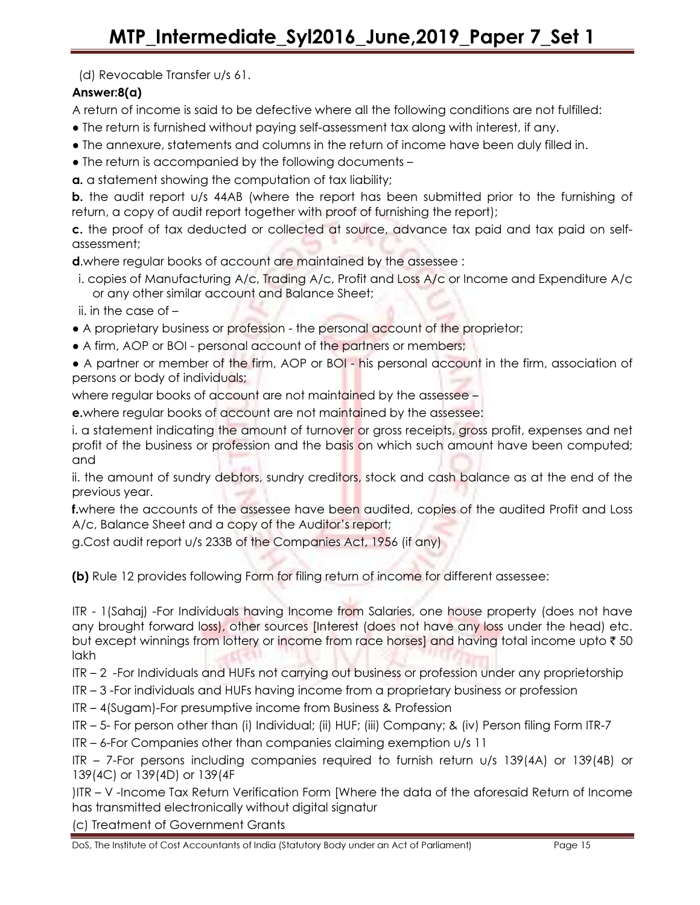(d) Revocable Transfer u/s 61.

**Answer:8(a)**

A return of income is said to be defective where all the following conditions are not fulfilled:

- The return is furnished without paying self-assessment tax along with interest, if any.
- The annexure, statements and columns in the return of income have been duly filled in.
- The return is accompanied by the following documents –

**a.** a statement showing the computation of tax liability;

**b.** the audit report u/s 44AB (where the report has been submitted prior to the furnishing of return, a copy of audit report together with proof of furnishing the report);

**c.** the proof of tax deducted or collected at source, advance tax paid and tax paid on self-assessment;

**d**.where regular books of account are maintained by the assessee :

i. copies of Manufacturing A/c, Trading A/c, Profit and Loss A/c or Income and Expenditure A/c or any other similar account and Balance Sheet;

ii. in the case of –

- A proprietary business or profession - the personal account of the proprietor;
- A firm, AOP or BOI - personal account of the partners or members;
- A partner or member of the firm, AOP or BOI - his personal account in the firm, association of persons or body of individuals;

where regular books of account are not maintained by the assessee –

**e.**where regular books of account are not maintained by the assessee:

i. a statement indicating the amount of turnover or gross receipts, gross profit, expenses and net profit of the business or profession and the basis on which such amount have been computed; and

ii. the amount of sundry debtors, sundry creditors, stock and cash balance as at the end of the previous year.

**f.**where the accounts of the assessee have been audited, copies of the audited Profit and Loss A/c, Balance Sheet and a copy of the Auditor's report;

g.Cost audit report u/s 233B of the Companies Act, 1956 (if any)

**(b)** Rule 12 provides following Form for filing return of income for different assessee:

ITR - 1(Sahaj) -For Individuals having Income from Salaries, one house property (does not have any brought forward loss), other sources [Interest (does not have any loss under the head) etc. but except winnings from lottery or income from race horses] and having total income upto ₹ 50 lakh

ITR – 2 -For Individuals and HUFs not carrying out business or profession under any proprietorship

ITR – 3 -For individuals and HUFs having income from a proprietary business or profession

ITR – 4(Sugam)-For presumptive income from Business & Profession

ITR – 5- For person other than (i) Individual; (ii) HUF; (iii) Company; & (iv) Person filing Form ITR-7

ITR – 6-For Companies other than companies claiming exemption u/s 11

ITR – 7-For persons including companies required to furnish return u/s 139(4A) or 139(4B) or 139(4C) or 139(4D) or 139(4F

)ITR – V -Income Tax Return Verification Form [Where the data of the aforesaid Return of Income has transmitted electronically without digital signatur

(c) Treatment of Government Grants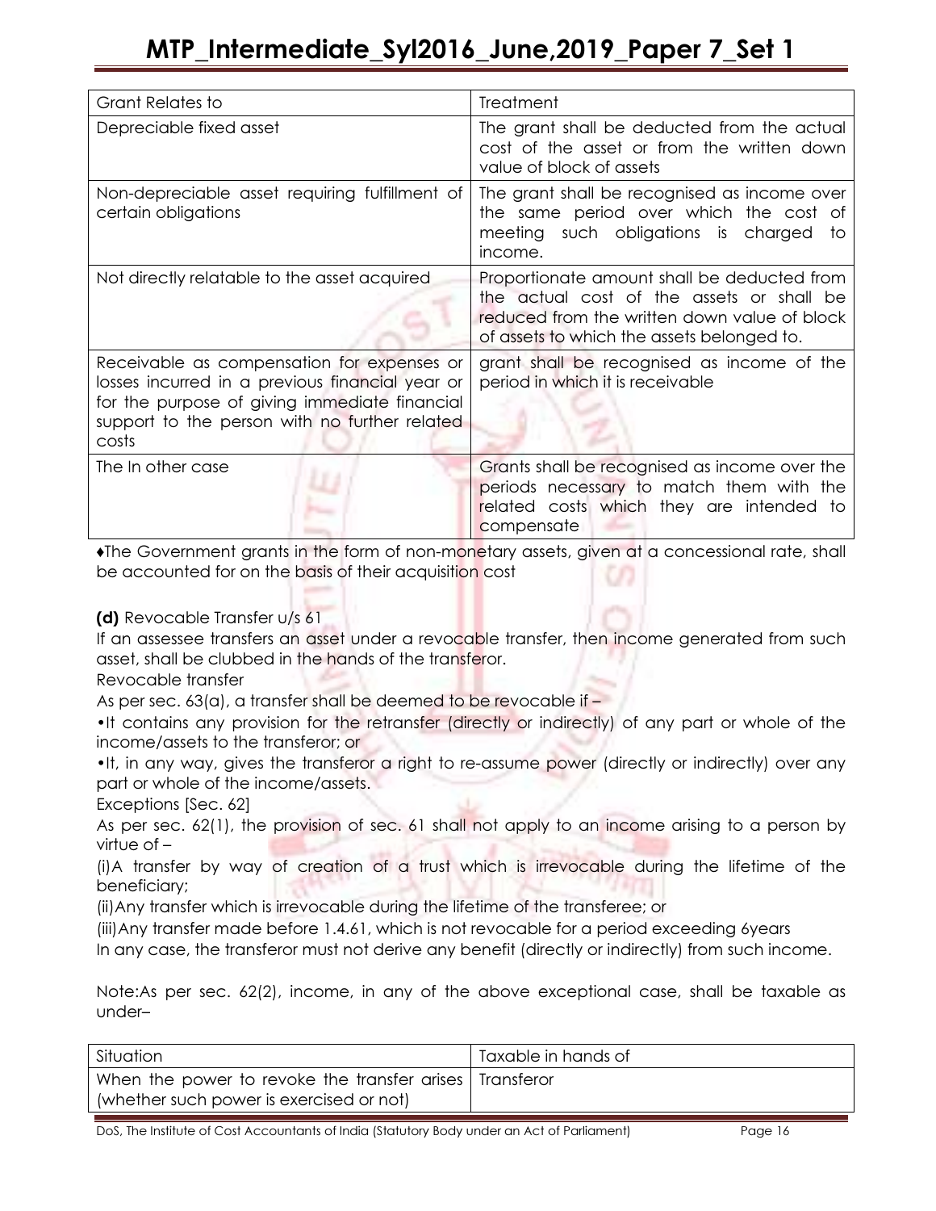| Grant Relates to | Treatment |
|---|---|
| Depreciable fixed asset | The grant shall be deducted from the actual cost of the asset or from the written down value of block of assets |
| Non-depreciable asset requiring fulfillment of certain obligations | The grant shall be recognised as income over the same period over which the cost of meeting such obligations is charged to income. |
| Not directly relatable to the asset acquired | Proportionate amount shall be deducted from the actual cost of the assets or shall be reduced from the written down value of block of assets to which the assets belonged to. |
| Receivable as compensation for expenses or losses incurred in a previous financial year or for the purpose of giving immediate financial support to the person with no further related costs | grant shall be recognised as income of the period in which it is receivable |
| The In other case | Grants shall be recognised as income over the periods necessary to match them with the related costs which they are intended to compensate |

♦The Government grants in the form of non-monetary assets, given at a concessional rate, shall be accounted for on the basis of their acquisition cost

**(d)** Revocable Transfer u/s 61

If an assessee transfers an asset under a revocable transfer, then income generated from such asset, shall be clubbed in the hands of the transferor.

Revocable transfer

As per sec. 63(a), a transfer shall be deemed to be revocable if –

•It contains any provision for the retransfer (directly or indirectly) of any part or whole of the income/assets to the transferor; or

•It, in any way, gives the transferor a right to re-assume power (directly or indirectly) over any part or whole of the income/assets.

Exceptions [Sec. 62]

As per sec. 62(1), the provision of sec. 61 shall not apply to an income arising to a person by virtue of –

(i)A transfer by way of creation of a trust which is irrevocable during the lifetime of the beneficiary;

(ii)Any transfer which is irrevocable during the lifetime of the transferee; or

(iii)Any transfer made before 1.4.61, which is not revocable for a period exceeding 6years

In any case, the transferor must not derive any benefit (directly or indirectly) from such income.

Note:As per sec. 62(2), income, in any of the above exceptional case, shall be taxable as under–

| Situation | Taxable in hands of |
|---|---|
| When the power to revoke the transfer arises (whether such power is exercised or not) | Transferor |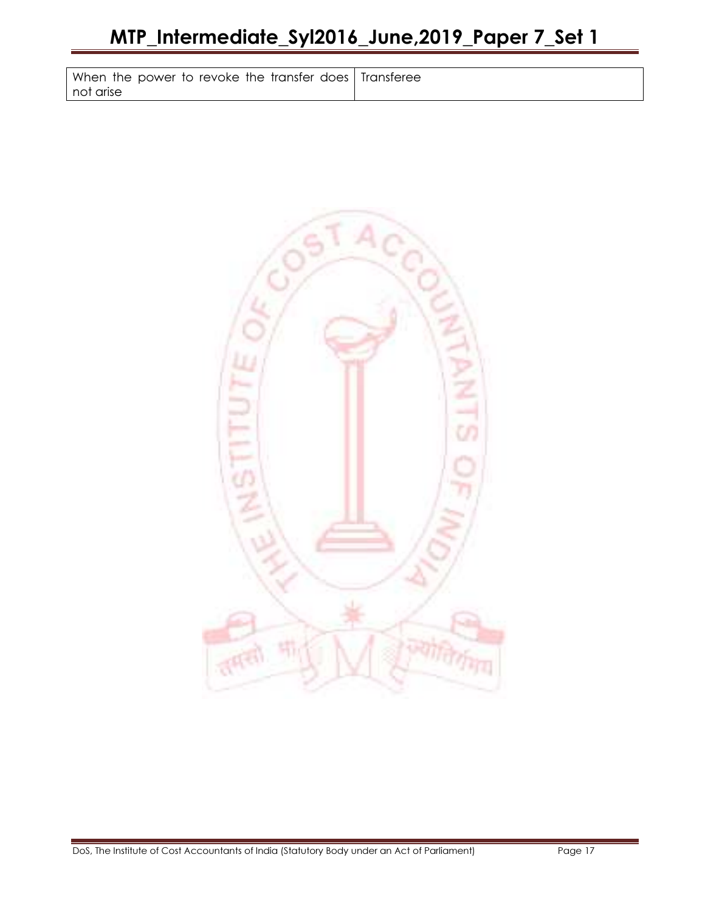| | |
|---|---|
| When the power to revoke the transfer does not arise | Transferee |